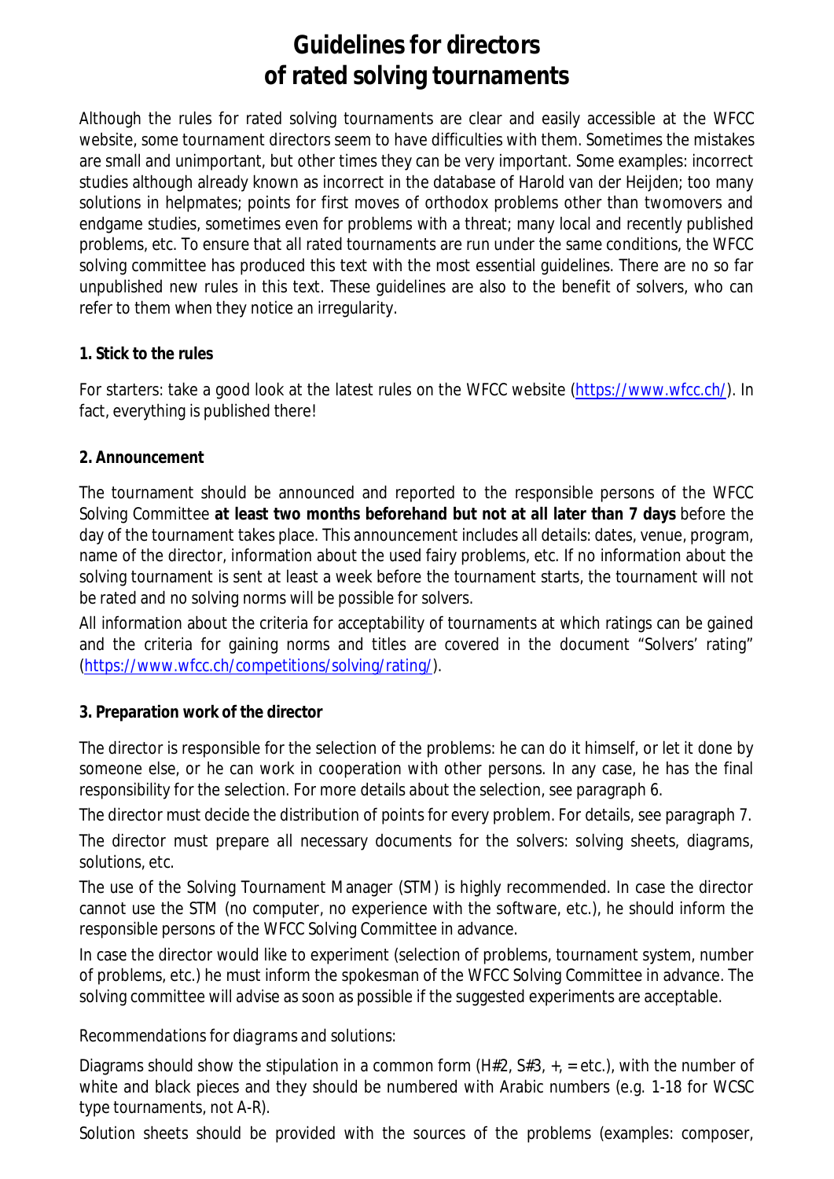# Guidelines for directors of rated solving tournaments

Although the rules for rated solving tournaments are clear and easily accessible at the WFCC website, some tournament directors seem to have difficulties with them. Sometimes the mistakes are small and unimportant, but other times they can be very important. Some examples: incorrect studies although already known as incorrect in the database of Harold van der Heijden; too many solutions in helpmates; points for first moves of orthodox problems other than twomovers and endgame studies, sometimes even for problems with a threat; many local and recently published problems, etc. To ensure that all rated tournaments are run under the same conditions, the WFCC solving committee has produced this text with the most essential guidelines. There are no so far unpublished new rules in this text. These guidelines are also to the benefit of solvers, who can refer to them when they notice an irregularity.

**1. Stick to the rules**

For starters: take a good look at the latest rules on the WFCC website (https://www.wfcc.ch/). In fact, everything is published there!

**2. Announcement**

The tournament should be announced and reported to the responsible persons of the WFCC Solving Committee **at least two months beforehand but not at all later than 7 days** before the day of the tournament takes place. This announcement includes all details: dates, venue, program, name of the director, information about the used fairy problems, etc. If no information about the solving tournament is sent at least a week before the tournament starts, the tournament will not be rated and no solving norms will be possible for solvers.

All information about the criteria for acceptability of tournaments at which ratings can be gained and the criteria for gaining norms and titles are covered in the document "Solvers' rating" (https://www.wfcc.ch/competitions/solving/rating/).

**3. Preparation work of the director**

The director is responsible for the selection of the problems: he can do it himself, or let it done by someone else, or he can work in cooperation with other persons. In any case, he has the final responsibility for the selection. For more details about the selection, see paragraph 6.

The director must decide the distribution of points for every problem. For details, see paragraph 7.

The director must prepare all necessary documents for the solvers: solving sheets, diagrams, solutions, etc.

The use of the Solving Tournament Manager (STM) is highly recommended. In case the director cannot use the STM (no computer, no experience with the software, etc.), he should inform the responsible persons of the WFCC Solving Committee in advance.

In case the director would like to experiment (selection of problems, tournament system, number of problems, etc.) he must inform the spokesman of the WFCC Solving Committee in advance. The solving committee will advise as soon as possible if the suggested experiments are acceptable.

*Recommendations for diagrams and solutions:*

Diagrams should show the stipulation in a common form (H#2, S#3, +, = etc.), with the number of white and black pieces and they should be numbered with Arabic numbers (e.g. 1-18 for WCSC type tournaments, not A-R).

Solution sheets should be provided with the sources of the problems (examples: composer,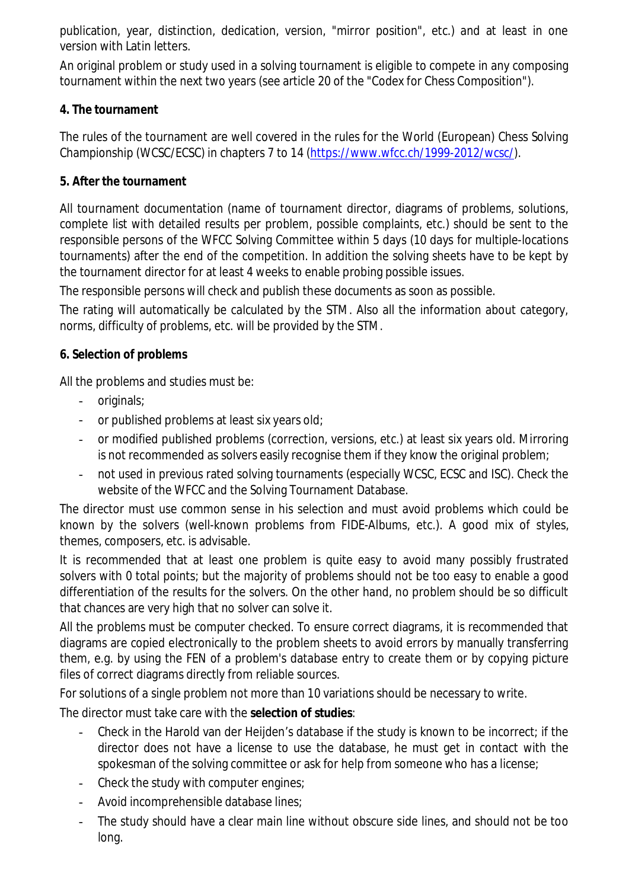publication, year, distinction, dedication, version, "mirror position", etc.) and at least in one version with Latin letters.

An original problem or study used in a solving tournament is eligible to compete in any composing tournament within the next two years (see article 20 of the "Codex for Chess Composition").

**4. The tournament**

The rules of the tournament are well covered in the rules for the World (European) Chess Solving Championship (WCSC/ECSC) in chapters 7 to 14 (https://www.wfcc.ch/1999-2012/wcsc/).

**5. After the tournament**

All tournament documentation (name of tournament director, diagrams of problems, solutions, complete list with detailed results per problem, possible complaints, etc.) should be sent to the responsible persons of the WFCC Solving Committee within 5 days (10 days for multiple-locations tournaments) after the end of the competition. In addition the solving sheets have to be kept by the tournament director for at least 4 weeks to enable probing possible issues.

The responsible persons will check and publish these documents as soon as possible.

The rating will automatically be calculated by the STM. Also all the information about category, norms, difficulty of problems, etc. will be provided by the STM.

**6. Selection of problems**

All the problems and studies must be:

- originals;
- or published problems at least six years old;
- or modified published problems (correction, versions, etc.) at least six years old. Mirroring is not recommended as solvers easily recognise them if they know the original problem;
- not used in previous rated solving tournaments (especially WCSC, ECSC and ISC). Check the website of the WFCC and the Solving Tournament Database.

The director must use common sense in his selection and must avoid problems which could be known by the solvers (well-known problems from FIDE-Albums, etc.). A good mix of styles, themes, composers, etc. is advisable.

It is recommended that at least one problem is quite easy to avoid many possibly frustrated solvers with 0 total points; but the majority of problems should not be too easy to enable a good differentiation of the results for the solvers. On the other hand, no problem should be so difficult that chances are very high that no solver can solve it.

All the problems must be computer checked. To ensure correct diagrams, it is recommended that diagrams are copied electronically to the problem sheets to avoid errors by manually transferring them, e.g. by using the FEN of a problem's database entry to create them or by copying picture files of correct diagrams directly from reliable sources.

For solutions of a single problem not more than 10 variations should be necessary to write.

The director must take care with the **selection of studies**:

- Check in the Harold van der Heijden's database if the study is known to be incorrect; if the director does not have a license to use the database, he must get in contact with the spokesman of the solving committee or ask for help from someone who has a license;
- Check the study with computer engines;
- Avoid incomprehensible database lines;
- The study should have a clear main line without obscure side lines, and should not be too long.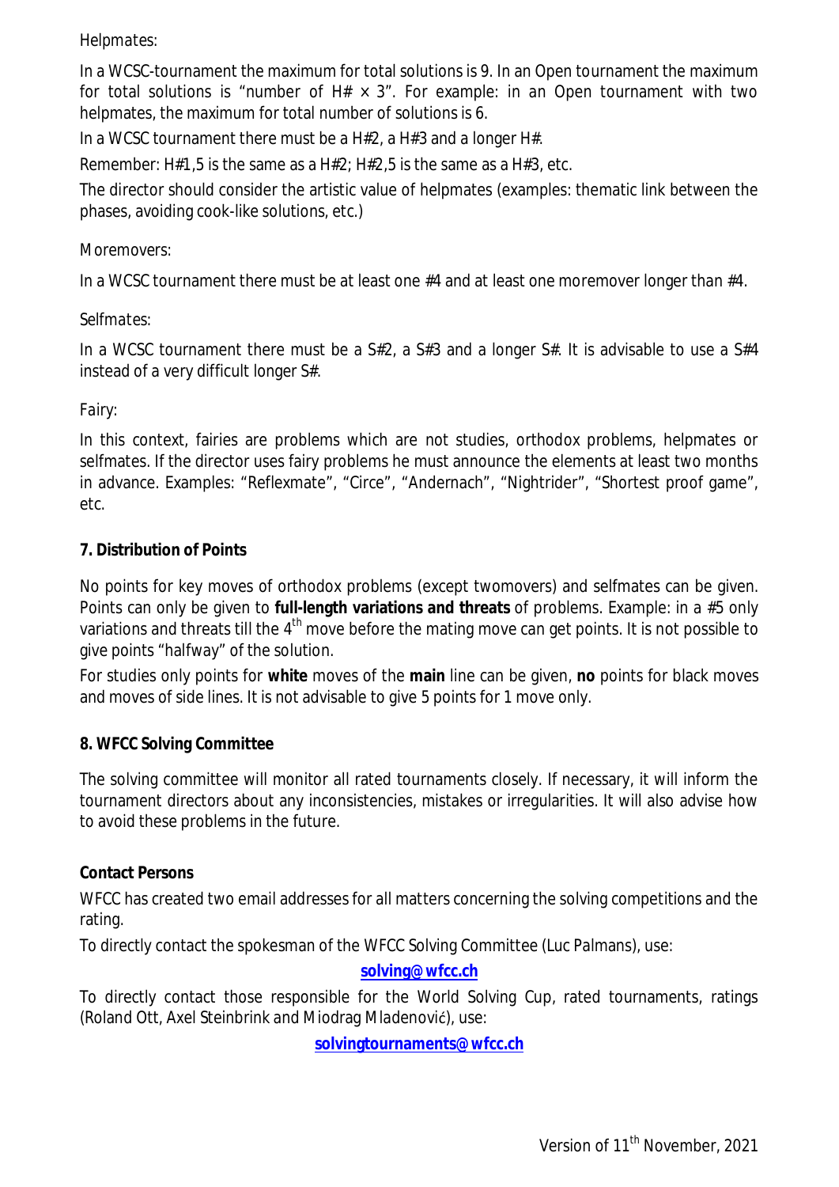Helpmates:

In a WCSC-tournament the maximum for total solutions is 9. In an Open tournament the maximum for total solutions is "number of H# × 3". For example: in an Open tournament with two helpmates, the maximum for total number of solutions is 6.

In a WCSC tournament there must be a H#2, a H#3 and a longer H#.

Remember: H#1,5 is the same as a H#2; H#2,5 is the same as a H#3, etc.

The director should consider the artistic value of helpmates (examples: thematic link between the phases, avoiding cook-like solutions, etc.)

Moremovers:

In a WCSC tournament there must be at least one #4 and at least one moremover longer than #4.

Selfmates:

In a WCSC tournament there must be a S#2, a S#3 and a longer S#. It is advisable to use a S#4 instead of a very difficult longer S#.

Fairy:

In this context, fairies are problems which are not studies, orthodox problems, helpmates or selfmates. If the director uses fairy problems he must announce the elements at least two months in advance. Examples: "Reflexmate", "Circe", "Andernach", "Nightrider", "Shortest proof game", etc.

**7. Distribution of Points**

No points for key moves of orthodox problems (except twomovers) and selfmates can be given. Points can only be given to **full-length variations and threats** of problems. Example: in a #5 only variations and threats till the 4th move before the mating move can get points. It is not possible to give points "halfway" of the solution.

For studies only points for **white** moves of the **main** line can be given, **no** points for black moves and moves of side lines. It is not advisable to give 5 points for 1 move only.

**8. WFCC Solving Committee**

The solving committee will monitor all rated tournaments closely. If necessary, it will inform the tournament directors about any inconsistencies, mistakes or irregularities. It will also advise how to avoid these problems in the future.

**Contact Persons**

WFCC has created two email addresses for all matters concerning the solving competitions and the rating.

To directly contact the spokesman of the WFCC Solving Committee (Luc Palmans), use:

**solving@wfcc.ch**

To directly contact those responsible for the World Solving Cup, rated tournaments, ratings (Roland Ott, Axel Steinbrink and Miodrag Mladenović), use:

**solvingtournaments@wfcc.ch**

Version of 11th November, 2021